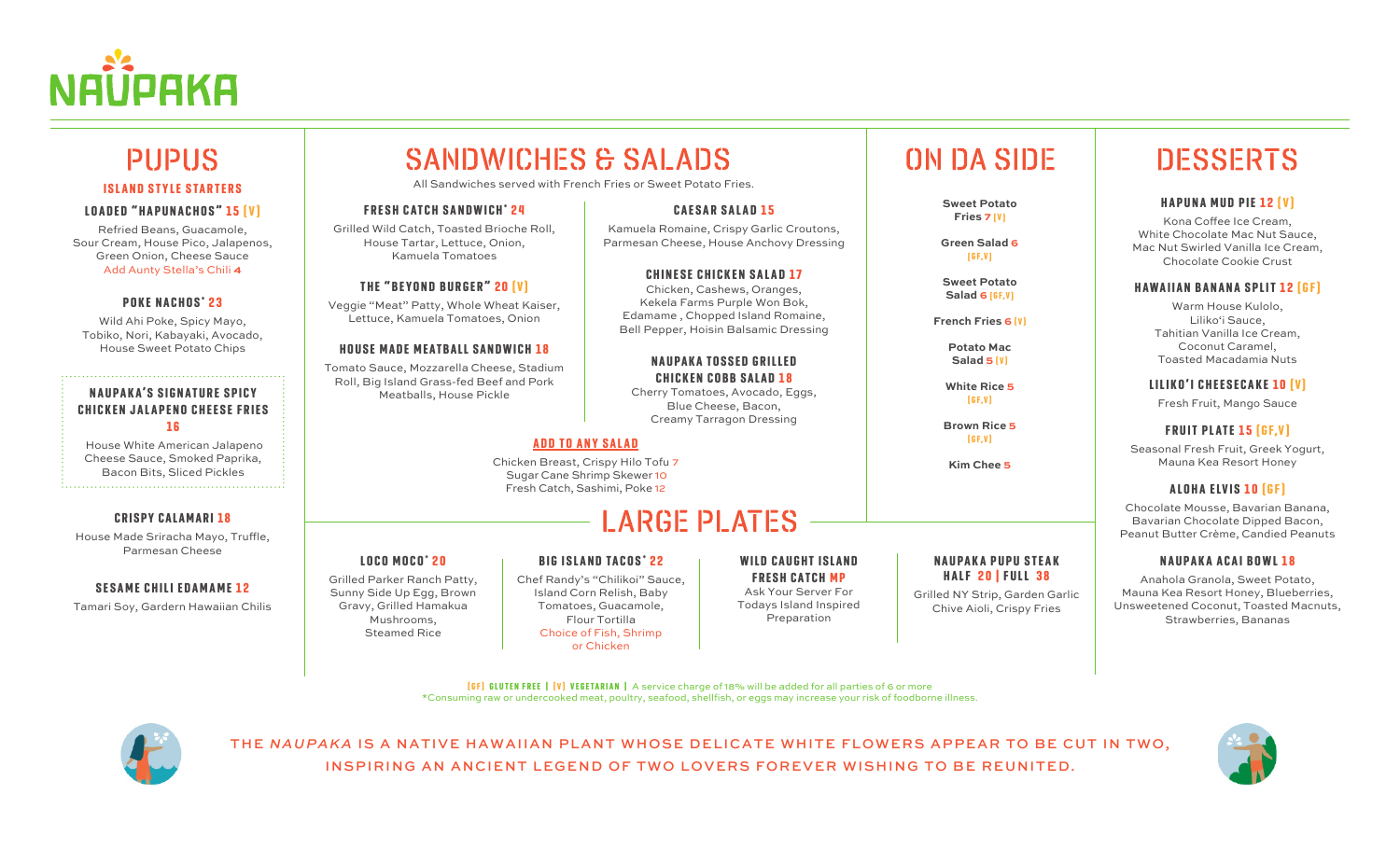# NAUPAKA

## PUPUS

### ISLAND STYLE STARTERS

**LOADED "HAPUNACHOS" 15 (V)**
Refried Beans, Guacamole, Sour Cream, House Pico, Jalapenos, Green Onion, Cheese Sauce
Add Aunty Stella's Chili **4**

**POKE NACHOS* 23**
Wild Ahi Poke, Spicy Mayo, Tobiko, Nori, Kabayaki, Avocado, House Sweet Potato Chips

**NAUPAKA'S SIGNATURE SPICY CHICKEN JALAPENO CHEESE FRIES 16**
House White American Jalapeno Cheese Sauce, Smoked Paprika, Bacon Bits, Sliced Pickles

**CRISPY CALAMARI 18**
House Made Sriracha Mayo, Truffle, Parmesan Cheese

**SESAME CHILI EDAMAME 12**
Tamari Soy, Gardern Hawaiian Chilis

## SANDWICHES & SALADS

All Sandwiches served with French Fries or Sweet Potato Fries.

**FRESH CATCH SANDWICH* 24**
Grilled Wild Catch, Toasted Brioche Roll, House Tartar, Lettuce, Onion, Kamuela Tomatoes

**THE "BEYOND BURGER" 20 (V)**
Veggie "Meat" Patty, Whole Wheat Kaiser, Lettuce, Kamuela Tomatoes, Onion

**HOUSE MADE MEATBALL SANDWICH 18**
Tomato Sauce, Mozzarella Cheese, Stadium Roll, Big Island Grass-fed Beef and Pork Meatballs, House Pickle

**CAESAR SALAD 15**
Kamuela Romaine, Crispy Garlic Croutons, Parmesan Cheese, House Anchovy Dressing

**CHINESE CHICKEN SALAD 17**
Chicken, Cashews, Oranges, Kekela Farms Purple Won Bok, Edamame , Chopped Island Romaine, Bell Pepper, Hoisin Balsamic Dressing

**NAUPAKA TOSSED GRILLED CHICKEN COBB SALAD 18**
Cherry Tomatoes, Avocado, Eggs, Blue Cheese, Bacon, Creamy Tarragon Dressing

**ADD TO ANY SALAD**
Chicken Breast, Crispy Hilo Tofu 7
Sugar Cane Shrimp Skewer 10
Fresh Catch, Sashimi, Poke 12

## ON DA SIDE

- Sweet Potato Fries 7 (V)
- Green Salad 6 (GF,V)
- Sweet Potato Salad 6 (GF,V)
- French Fries 6 (V)
- Potato Mac Salad 5 (V)
- White Rice 5 (GF,V)
- Brown Rice 5 (GF,V)
- Kim Chee 5

## LARGE PLATES

**LOCO MOCO* 20**
Grilled Parker Ranch Patty, Sunny Side Up Egg, Brown Gravy, Grilled Hamakua Mushrooms, Steamed Rice

**BIG ISLAND TACOS* 22**
Chef Randy's "Chilikoi" Sauce, Island Corn Relish, Baby Tomatoes, Guacamole, Flour Tortilla
Choice of Fish, Shrimp or Chicken

**WILD CAUGHT ISLAND FRESH CATCH MP**
Ask Your Server For Todays Island Inspired Preparation

**NAUPAKA PUPU STEAK HALF 20 | FULL 38**
Grilled NY Strip, Garden Garlic Chive Aioli, Crispy Fries

## DESSERTS

**HAPUNA MUD PIE 12 (V)**
Kona Coffee Ice Cream, White Chocolate Mac Nut Sauce, Mac Nut Swirled Vanilla Ice Cream, Chocolate Cookie Crust

**HAWAIIAN BANANA SPLIT 12 (GF)**
Warm House Kulolo, Liliko'i Sauce, Tahitian Vanilla Ice Cream, Coconut Caramel, Toasted Macadamia Nuts

**LILIKO'I CHEESECAKE 10 (V)**
Fresh Fruit, Mango Sauce

**FRUIT PLATE 15 (GF,V)**
Seasonal Fresh Fruit, Greek Yogurt, Mauna Kea Resort Honey

**ALOHA ELVIS 10 (GF)**
Chocolate Mousse, Bavarian Banana, Bavarian Chocolate Dipped Bacon, Peanut Butter Crème, Candied Peanuts

**NAUPAKA ACAI BOWL 18**
Anahola Granola, Sweet Potato, Mauna Kea Resort Honey, Blueberries, Unsweetened Coconut, Toasted Macnuts, Strawberries, Bananas

(GF) GLUTEN FREE | (V) VEGETARIAN | A service charge of 18% will be added for all parties of 6 or more
*Consuming raw or undercooked meat, poultry, seafood, shellfish, or eggs may increase your risk of foodborne illness.

THE *NAUPAKA* IS A NATIVE HAWAIIAN PLANT WHOSE DELICATE WHITE FLOWERS APPEAR TO BE CUT IN TWO, INSPIRING AN ANCIENT LEGEND OF TWO LOVERS FOREVER WISHING TO BE REUNITED.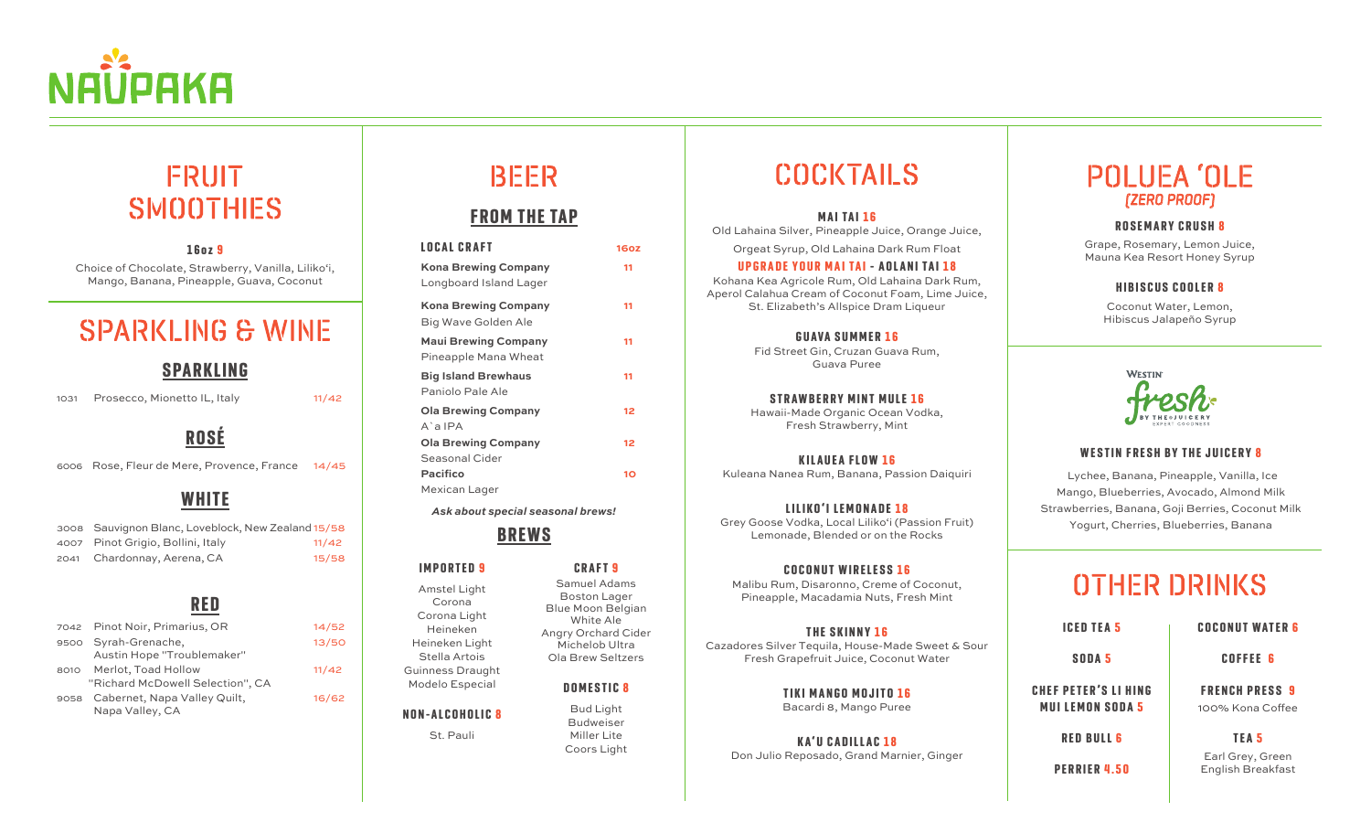# NAUPAKA

## FRUIT SMOOTHIES

**16oz 9**

Choice of Chocolate, Strawberry, Vanilla, Liliko'i, Mango, Banana, Pineapple, Guava, Coconut

## SPARKLING & WINE

### SPARKLING

| | | |
|---|---|---|
| 1031 | Prosecco, Mionetto IL, Italy | 11/42 |

### ROSÉ

| | | |
|---|---|---|
| 6006 | Rose, Fleur de Mere, Provence, France | 14/45 |

### WHITE

| | | |
|---|---|---|
| 3008 | Sauvignon Blanc, Loveblock, New Zealand | 15/58 |
| 4007 | Pinot Grigio, Bollini, Italy | 11/42 |
| 2041 | Chardonnay, Aerena, CA | 15/58 |

### RED

| | | |
|---|---|---|
| 7042 | Pinot Noir, Primarius, OR | 14/52 |
| 9500 | Syrah-Grenache, Austin Hope "Troublemaker" | 13/50 |
| 8010 | Merlot, Toad Hollow "Richard McDowell Selection", CA | 11/42 |
| 9058 | Cabernet, Napa Valley Quilt, Napa Valley, CA | 16/62 |

## BEER

### FROM THE TAP

| LOCAL CRAFT | 16oz |
|---|---|
| **Kona Brewing Company** Longboard Island Lager | 11 |
| **Kona Brewing Company** Big Wave Golden Ale | 11 |
| **Maui Brewing Company** Pineapple Mana Wheat | 11 |
| **Big Island Brewhaus** Paniolo Pale Ale | 11 |
| **Ola Brewing Company** A`a IPA | 12 |
| **Ola Brewing Company** Seasonal Cider | 12 |
| **Pacifico** Mexican Lager | 10 |

*Ask about special seasonal brews!*

### BREWS

**IMPORTED 9**

Amstel Light
Corona
Corona Light
Heineken
Heineken Light
Stella Artois
Guinness Draught
Modelo Especial

**NON-ALCOHOLIC 8**

St. Pauli

**CRAFT 9**

Samuel Adams Boston Lager
Blue Moon Belgian White Ale
Angry Orchard Cider
Michelob Ultra
Ola Brew Seltzers

**DOMESTIC 8**

Bud Light
Budweiser
Miller Lite
Coors Light

## COCKTAILS

**MAI TAI 16**
Old Lahaina Silver, Pineapple Juice, Orange Juice, Orgeat Syrup, Old Lahaina Dark Rum Float

**UPGRADE YOUR MAI TAI - AOLANI TAI 18**
Kohana Kea Agricole Rum, Old Lahaina Dark Rum, Aperol Calahua Cream of Coconut Foam, Lime Juice, St. Elizabeth's Allspice Dram Liqueur

**GUAVA SUMMER 16**
Fid Street Gin, Cruzan Guava Rum, Guava Puree

**STRAWBERRY MINT MULE 16**
Hawaii-Made Organic Ocean Vodka, Fresh Strawberry, Mint

**KILAUEA FLOW 16**
Kuleana Nanea Rum, Banana, Passion Daiquiri

**LILIKO'I LEMONADE 18**
Grey Goose Vodka, Local Liliko'i (Passion Fruit) Lemonade, Blended or on the Rocks

**COCONUT WIRELESS 16**
Malibu Rum, Disaronno, Creme of Coconut, Pineapple, Macadamia Nuts, Fresh Mint

**THE SKINNY 16**
Cazadores Silver Tequila, House-Made Sweet & Sour Fresh Grapefruit Juice, Coconut Water

**TIKI MANGO MOJITO 16**
Bacardi 8, Mango Puree

**KA'U CADILLAC 18**
Don Julio Reposado, Grand Marnier, Ginger

## POLUEA 'OLE
*(ZERO PROOF)*

**ROSEMARY CRUSH 8**
Grape, Rosemary, Lemon Juice, Mauna Kea Resort Honey Syrup

**HIBISCUS COOLER 8**
Coconut Water, Lemon, Hibiscus Jalapeño Syrup

Westin fresh BY THE JUICERY EXPERT GOODNESS

**WESTIN FRESH BY THE JUICERY 8**

Lychee, Banana, Pineapple, Vanilla, Ice
Mango, Blueberries, Avocado, Almond Milk
Strawberries, Banana, Goji Berries, Coconut Milk
Yogurt, Cherries, Blueberries, Banana

## OTHER DRINKS

**ICED TEA 5**

**SODA 5**

**CHEF PETER'S LI HING MUI LEMON SODA 5**

**RED BULL 6**

**PERRIER 4.50**

**COCONUT WATER 6**

**COFFEE 6**

**FRENCH PRESS 9**
100% Kona Coffee

**TEA 5**
Earl Grey, Green
English Breakfast